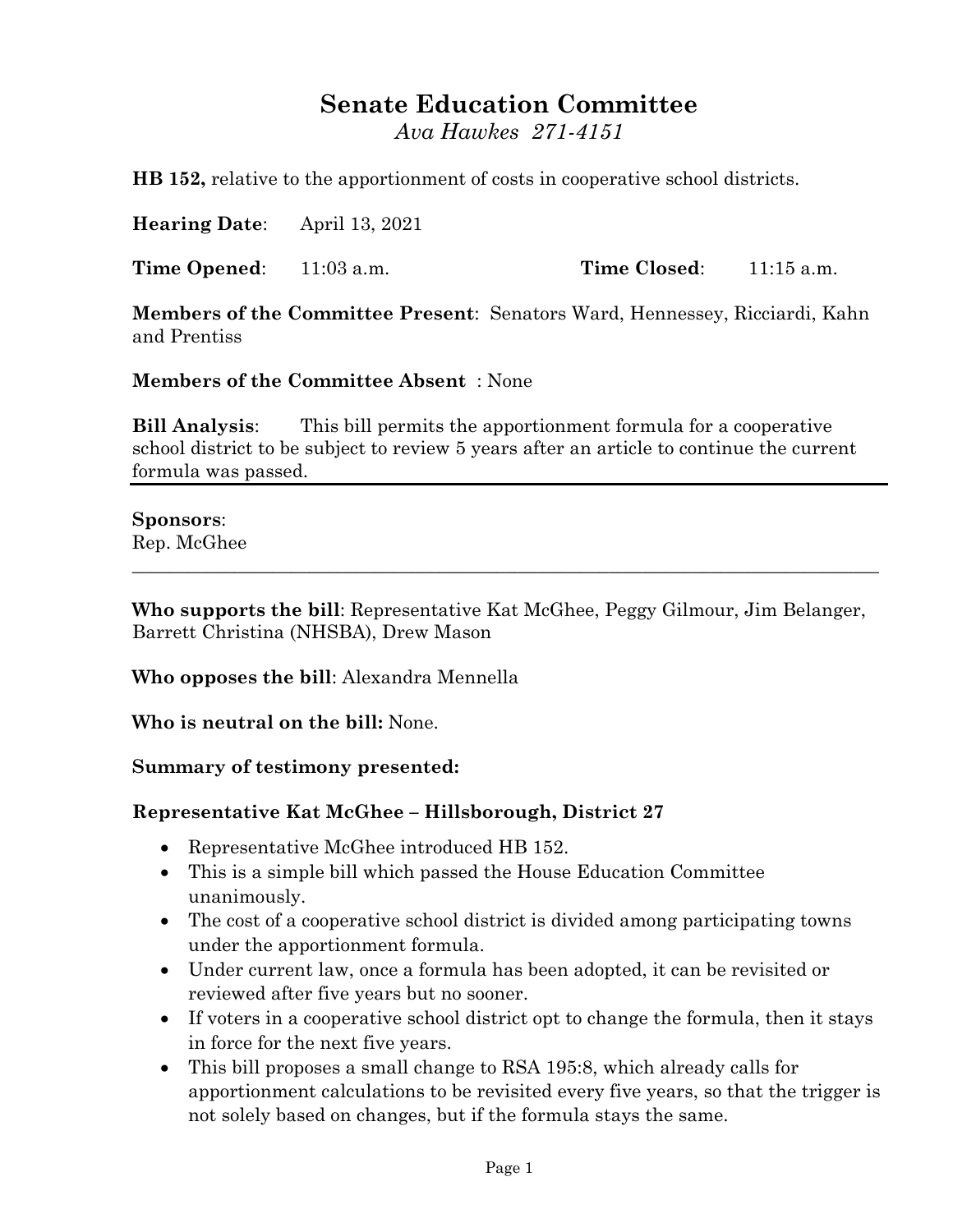# Senate Education Committee

*Ava Hawkes 271-4151*

**HB 152,** relative to the apportionment of costs in cooperative school districts.

**Hearing Date**: April 13, 2021

**Time Opened**: 11:03 a.m. **Time Closed**: 11:15 a.m.

**Members of the Committee Present**: Senators Ward, Hennessey, Ricciardi, Kahn and Prentiss

**Members of the Committee Absent** : None

**Bill Analysis**: This bill permits the apportionment formula for a cooperative school district to be subject to review 5 years after an article to continue the current formula was passed.

---

**Sponsors**:
Rep. McGhee

---

**Who supports the bill**: Representative Kat McGhee, Peggy Gilmour, Jim Belanger, Barrett Christina (NHSBA), Drew Mason

**Who opposes the bill**: Alexandra Mennella

**Who is neutral on the bill:** None.

**Summary of testimony presented:**

**Representative Kat McGhee – Hillsborough, District 27**

- Representative McGhee introduced HB 152.
- This is a simple bill which passed the House Education Committee unanimously.
- The cost of a cooperative school district is divided among participating towns under the apportionment formula.
- Under current law, once a formula has been adopted, it can be revisited or reviewed after five years but no sooner.
- If voters in a cooperative school district opt to change the formula, then it stays in force for the next five years.
- This bill proposes a small change to RSA 195:8, which already calls for apportionment calculations to be revisited every five years, so that the trigger is not solely based on changes, but if the formula stays the same.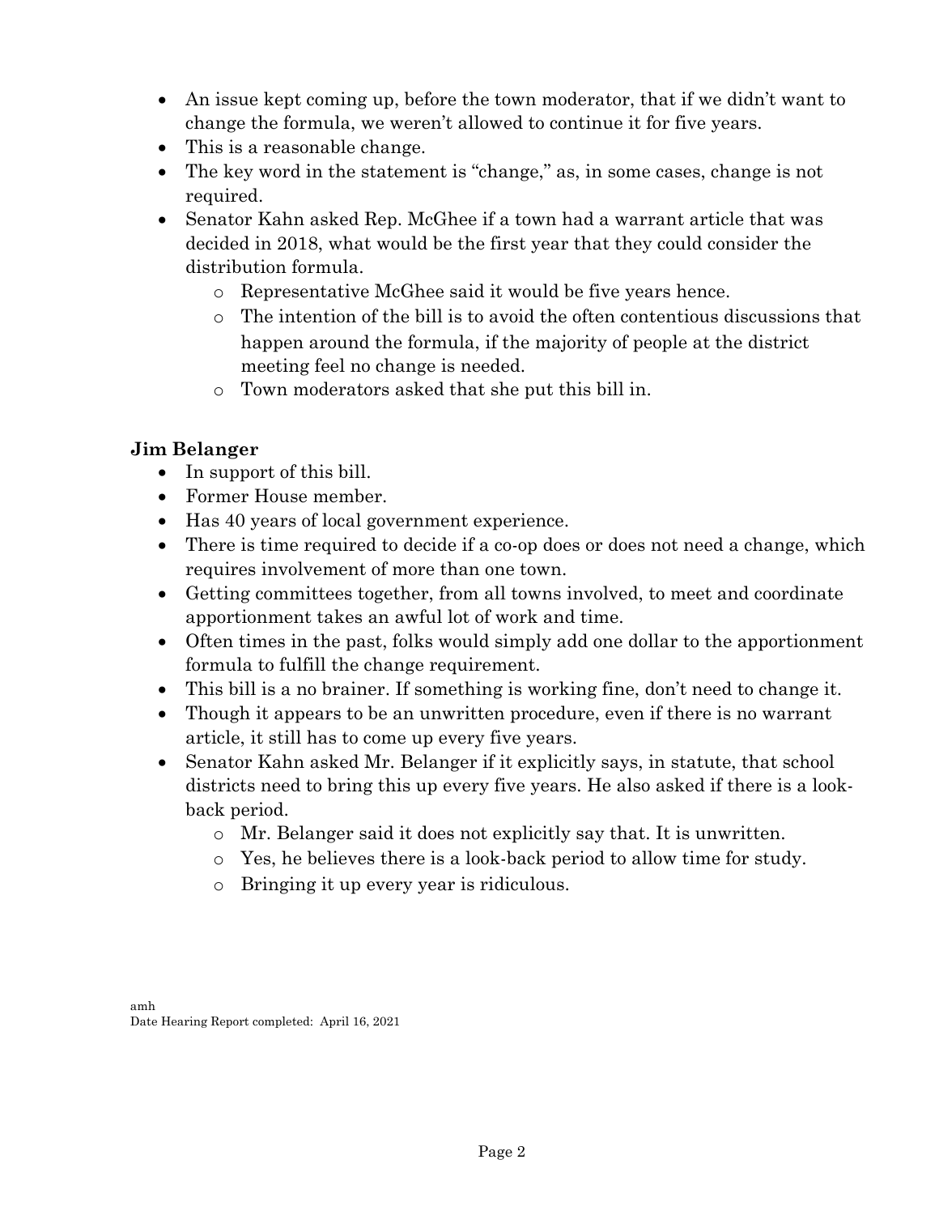- An issue kept coming up, before the town moderator, that if we didn't want to change the formula, we weren't allowed to continue it for five years.
- This is a reasonable change.
- The key word in the statement is "change," as, in some cases, change is not required.
- Senator Kahn asked Rep. McGhee if a town had a warrant article that was decided in 2018, what would be the first year that they could consider the distribution formula.
  - Representative McGhee said it would be five years hence.
  - The intention of the bill is to avoid the often contentious discussions that happen around the formula, if the majority of people at the district meeting feel no change is needed.
  - Town moderators asked that she put this bill in.

**Jim Belanger**

- In support of this bill.
- Former House member.
- Has 40 years of local government experience.
- There is time required to decide if a co-op does or does not need a change, which requires involvement of more than one town.
- Getting committees together, from all towns involved, to meet and coordinate apportionment takes an awful lot of work and time.
- Often times in the past, folks would simply add one dollar to the apportionment formula to fulfill the change requirement.
- This bill is a no brainer. If something is working fine, don't need to change it.
- Though it appears to be an unwritten procedure, even if there is no warrant article, it still has to come up every five years.
- Senator Kahn asked Mr. Belanger if it explicitly says, in statute, that school districts need to bring this up every five years. He also asked if there is a look-back period.
  - Mr. Belanger said it does not explicitly say that. It is unwritten.
  - Yes, he believes there is a look-back period to allow time for study.
  - Bringing it up every year is ridiculous.

amh
Date Hearing Report completed: April 16, 2021